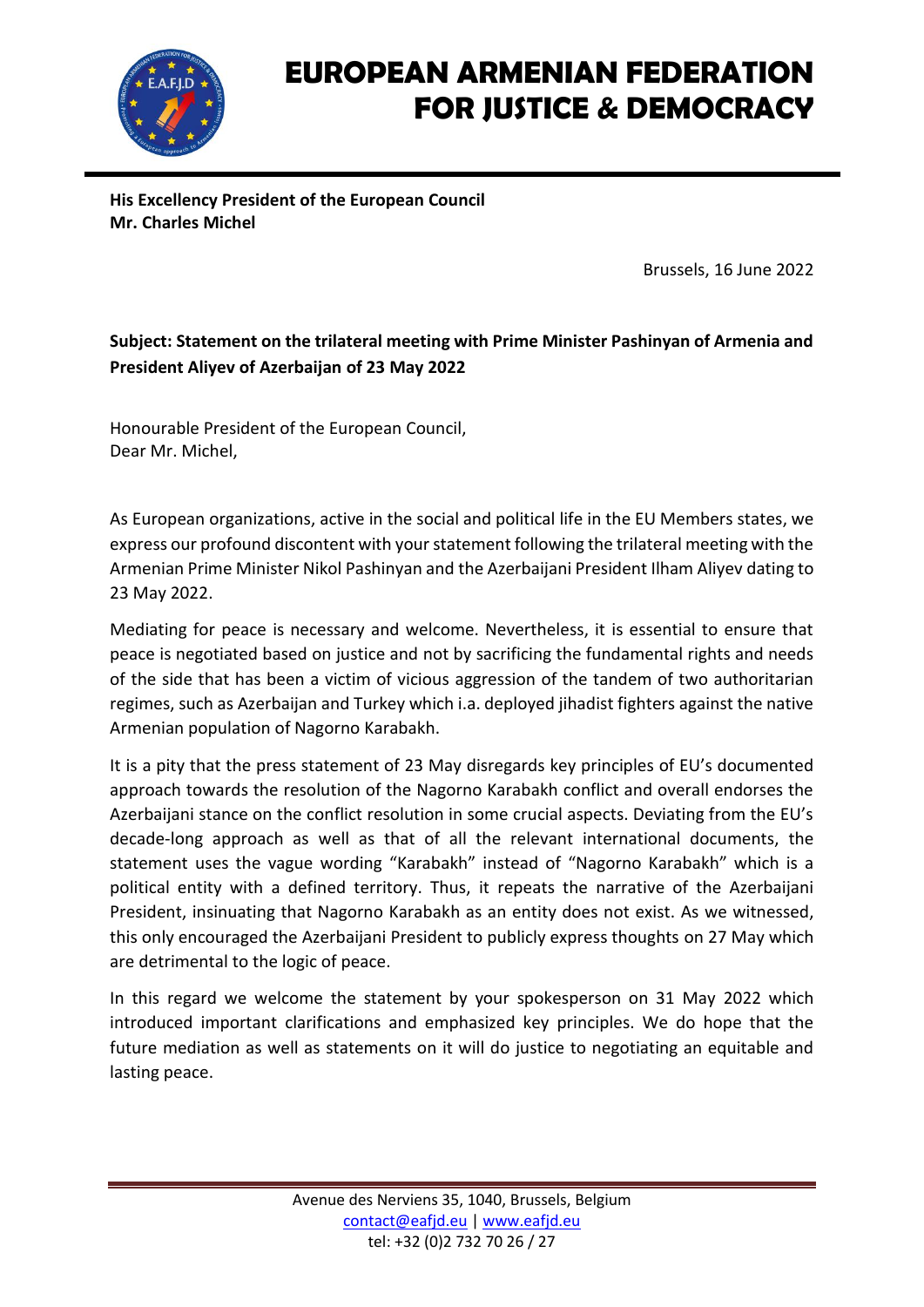# EUROPEAN ARMENIAN FEDERATION FOR JUSTICE & DEMOCRACY

**His Excellency President of the European Council**
**Mr. Charles Michel**

Brussels, 16 June 2022

**Subject: Statement on the trilateral meeting with Prime Minister Pashinyan of Armenia and President Aliyev of Azerbaijan of 23 May 2022**

Honourable President of the European Council,
Dear Mr. Michel,

As European organizations, active in the social and political life in the EU Members states, we express our profound discontent with your statement following the trilateral meeting with the Armenian Prime Minister Nikol Pashinyan and the Azerbaijani President Ilham Aliyev dating to 23 May 2022.

Mediating for peace is necessary and welcome. Nevertheless, it is essential to ensure that peace is negotiated based on justice and not by sacrificing the fundamental rights and needs of the side that has been a victim of vicious aggression of the tandem of two authoritarian regimes, such as Azerbaijan and Turkey which i.a. deployed jihadist fighters against the native Armenian population of Nagorno Karabakh.

It is a pity that the press statement of 23 May disregards key principles of EU's documented approach towards the resolution of the Nagorno Karabakh conflict and overall endorses the Azerbaijani stance on the conflict resolution in some crucial aspects. Deviating from the EU's decade-long approach as well as that of all the relevant international documents, the statement uses the vague wording "Karabakh" instead of "Nagorno Karabakh" which is a political entity with a defined territory. Thus, it repeats the narrative of the Azerbaijani President, insinuating that Nagorno Karabakh as an entity does not exist. As we witnessed, this only encouraged the Azerbaijani President to publicly express thoughts on 27 May which are detrimental to the logic of peace.

In this regard we welcome the statement by your spokesperson on 31 May 2022 which introduced important clarifications and emphasized key principles. We do hope that the future mediation as well as statements on it will do justice to negotiating an equitable and lasting peace.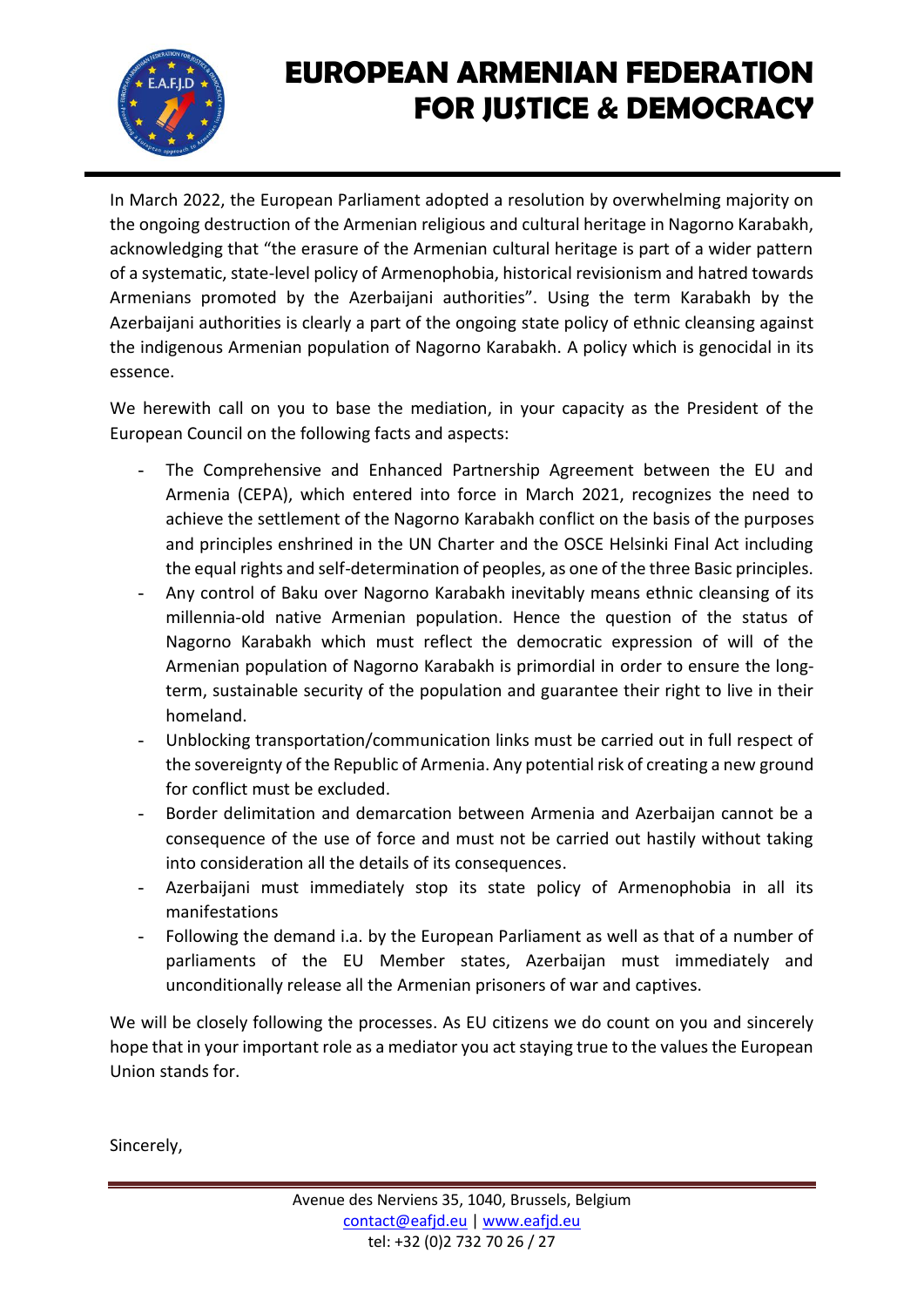# EUROPEAN ARMENIAN FEDERATION FOR JUSTICE & DEMOCRACY

In March 2022, the European Parliament adopted a resolution by overwhelming majority on the ongoing destruction of the Armenian religious and cultural heritage in Nagorno Karabakh, acknowledging that "the erasure of the Armenian cultural heritage is part of a wider pattern of a systematic, state-level policy of Armenophobia, historical revisionism and hatred towards Armenians promoted by the Azerbaijani authorities". Using the term Karabakh by the Azerbaijani authorities is clearly a part of the ongoing state policy of ethnic cleansing against the indigenous Armenian population of Nagorno Karabakh. A policy which is genocidal in its essence.

We herewith call on you to base the mediation, in your capacity as the President of the European Council on the following facts and aspects:

- The Comprehensive and Enhanced Partnership Agreement between the EU and Armenia (CEPA), which entered into force in March 2021, recognizes the need to achieve the settlement of the Nagorno Karabakh conflict on the basis of the purposes and principles enshrined in the UN Charter and the OSCE Helsinki Final Act including the equal rights and self-determination of peoples, as one of the three Basic principles.
- Any control of Baku over Nagorno Karabakh inevitably means ethnic cleansing of its millennia-old native Armenian population. Hence the question of the status of Nagorno Karabakh which must reflect the democratic expression of will of the Armenian population of Nagorno Karabakh is primordial in order to ensure the long-term, sustainable security of the population and guarantee their right to live in their homeland.
- Unblocking transportation/communication links must be carried out in full respect of the sovereignty of the Republic of Armenia. Any potential risk of creating a new ground for conflict must be excluded.
- Border delimitation and demarcation between Armenia and Azerbaijan cannot be a consequence of the use of force and must not be carried out hastily without taking into consideration all the details of its consequences.
- Azerbaijani must immediately stop its state policy of Armenophobia in all its manifestations
- Following the demand i.a. by the European Parliament as well as that of a number of parliaments of the EU Member states, Azerbaijan must immediately and unconditionally release all the Armenian prisoners of war and captives.

We will be closely following the processes. As EU citizens we do count on you and sincerely hope that in your important role as a mediator you act staying true to the values the European Union stands for.

Sincerely,

Avenue des Nerviens 35, 1040, Brussels, Belgium
contact@eafjd.eu | www.eafjd.eu
tel: +32 (0)2 732 70 26 / 27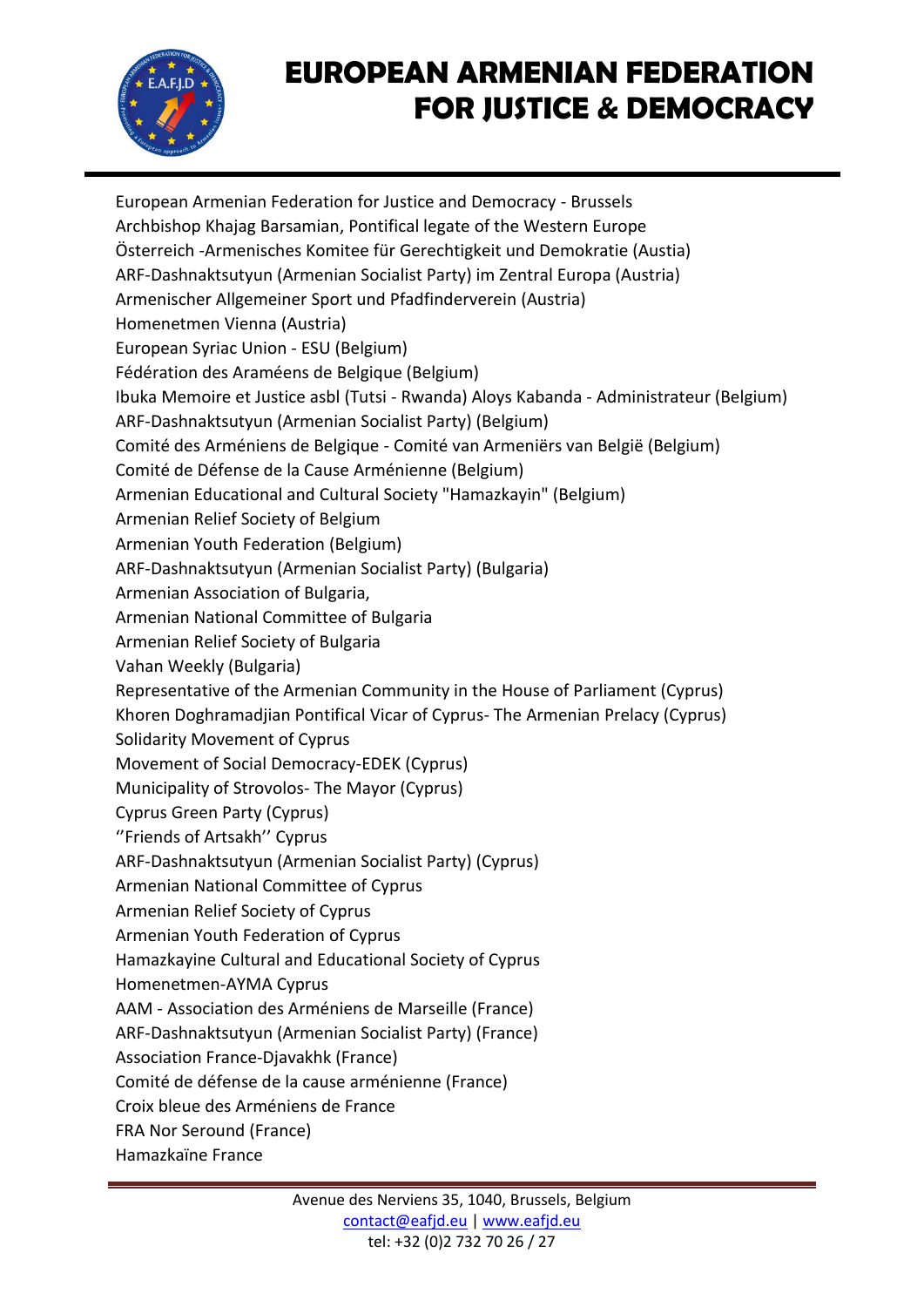European Armenian Federation for Justice and Democracy - Brussels
Archbishop Khajag Barsamian, Pontifical legate of the Western Europe
Österreich -Armenisches Komitee für Gerechtigkeit und Demokratie (Austria)
ARF-Dashnaktsutyun (Armenian Socialist Party) im Zentral Europa (Austria)
Armenischer Allgemeiner Sport und Pfadfinderverein (Austria)
Homenetmen Vienna (Austria)
European Syriac Union - ESU (Belgium)
Fédération des Araméens de Belgique (Belgium)
Ibuka Memoire et Justice asbl (Tutsi - Rwanda) Aloys Kabanda - Administrateur (Belgium)
ARF-Dashnaktsutyun (Armenian Socialist Party) (Belgium)
Comité des Arméniens de Belgique - Comité van Armeniërs van België (Belgium)
Comité de Défense de la Cause Arménienne (Belgium)
Armenian Educational and Cultural Society "Hamazkayin" (Belgium)
Armenian Relief Society of Belgium
Armenian Youth Federation (Belgium)
ARF-Dashnaktsutyun (Armenian Socialist Party) (Bulgaria)
Armenian Association of Bulgaria,
Armenian National Committee of Bulgaria
Armenian Relief Society of Bulgaria
Vahan Weekly (Bulgaria)
Representative of the Armenian Community in the House of Parliament (Cyprus)
Khoren Doghramadjian Pontifical Vicar of Cyprus- The Armenian Prelacy (Cyprus)
Solidarity Movement of Cyprus
Movement of Social Democracy-EDEK (Cyprus)
Municipality of Strovolos- The Mayor (Cyprus)
Cyprus Green Party (Cyprus)
''Friends of Artsakh'' Cyprus
ARF-Dashnaktsutyun (Armenian Socialist Party) (Cyprus)
Armenian National Committee of Cyprus
Armenian Relief Society of Cyprus
Armenian Youth Federation of Cyprus
Hamazkayine Cultural and Educational Society of Cyprus
Homenetmen-AYMA Cyprus
AAM - Association des Arméniens de Marseille (France)
ARF-Dashnaktsutyun (Armenian Socialist Party) (France)
Association France-Djavakhk (France)
Comité de défense de la cause arménienne (France)
Croix bleue des Arméniens de France
FRA Nor Seround (France)
Hamazkaïne France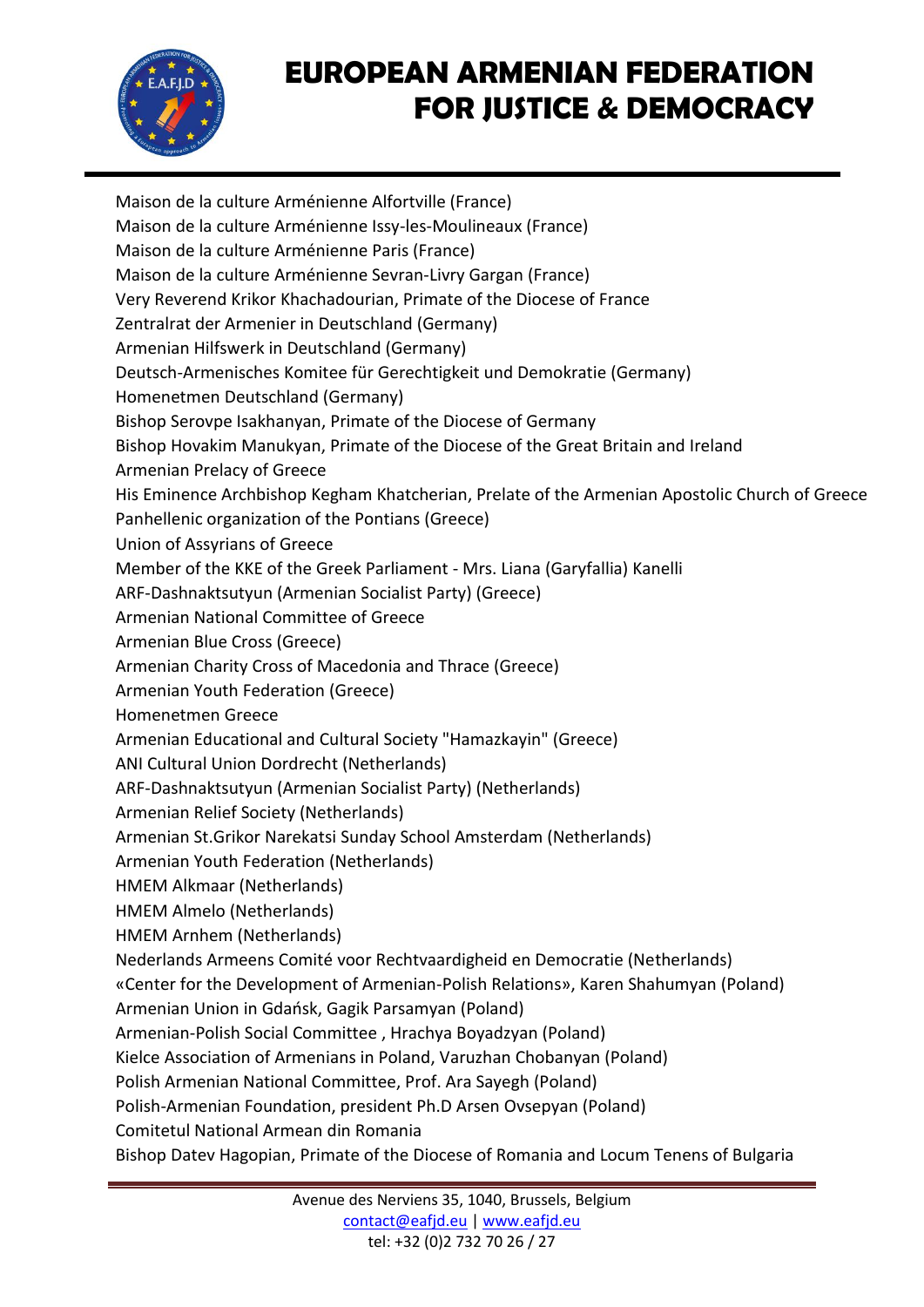Maison de la culture Arménienne Alfortville (France)
Maison de la culture Arménienne Issy-les-Moulineaux (France)
Maison de la culture Arménienne Paris (France)
Maison de la culture Arménienne Sevran-Livry Gargan (France)
Very Reverend Krikor Khachadourian, Primate of the Diocese of France
Zentralrat der Armenier in Deutschland (Germany)
Armenian Hilfswerk in Deutschland (Germany)
Deutsch-Armenisches Komitee für Gerechtigkeit und Demokratie (Germany)
Homenetmen Deutschland (Germany)
Bishop Serovpe Isakhanyan, Primate of the Diocese of Germany
Bishop Hovakim Manukyan, Primate of the Diocese of the Great Britain and Ireland
Armenian Prelacy of Greece
His Eminence Archbishop Kegham Khatcherian, Prelate of the Armenian Apostolic Church of Greece
Panhellenic organization of the Pontians (Greece)
Union of Assyrians of Greece
Member of the KKE of the Greek Parliament - Mrs. Liana (Garyfallia) Kanelli
ARF-Dashnaktsutyun (Armenian Socialist Party) (Greece)
Armenian National Committee of Greece
Armenian Blue Cross (Greece)
Armenian Charity Cross of Macedonia and Thrace (Greece)
Armenian Youth Federation (Greece)
Homenetmen Greece
Armenian Educational and Cultural Society "Hamazkayin" (Greece)
ANI Cultural Union Dordrecht (Netherlands)
ARF-Dashnaktsutyun (Armenian Socialist Party) (Netherlands)
Armenian Relief Society (Netherlands)
Armenian St.Grikor Narekatsi Sunday School Amsterdam (Netherlands)
Armenian Youth Federation (Netherlands)
HMEM Alkmaar (Netherlands)
HMEM Almelo (Netherlands)
HMEM Arnhem (Netherlands)
Nederlands Armeens Comité voor Rechtvaardigheid en Democratie (Netherlands)
«Center for the Development of Armenian-Polish Relations», Karen Shahumyan (Poland)
Armenian Union in Gdańsk, Gagik Parsamyan (Poland)
Armenian-Polish Social Committee , Hrachya Boyadzyan (Poland)
Kielce Association of Armenians in Poland, Varuzhan Chobanyan (Poland)
Polish Armenian National Committee, Prof. Ara Sayegh (Poland)
Polish-Armenian Foundation, president Ph.D Arsen Ovsepyan (Poland)
Comitetul National Armean din Romania
Bishop Datev Hagopian, Primate of the Diocese of Romania and Locum Tenens of Bulgaria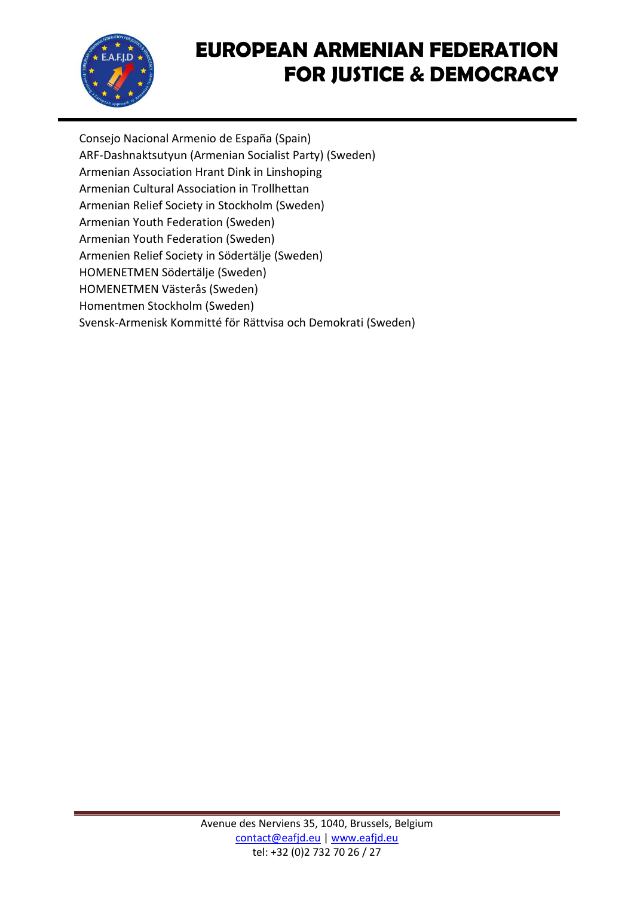Consejo Nacional Armenio de España (Spain)
ARF-Dashnaktsutyun (Armenian Socialist Party) (Sweden)
Armenian Association Hrant Dink in Linshoping
Armenian Cultural Association in Trollhettan
Armenian Relief Society in Stockholm (Sweden)
Armenian Youth Federation (Sweden)
Armenian Youth Federation (Sweden)
Armenien Relief Society in Södertälje (Sweden)
HOMENETMEN Södertälje (Sweden)
HOMENETMEN Västerås (Sweden)
Homentmen Stockholm (Sweden)
Svensk-Armenisk Kommitté för Rättvisa och Demokrati (Sweden)